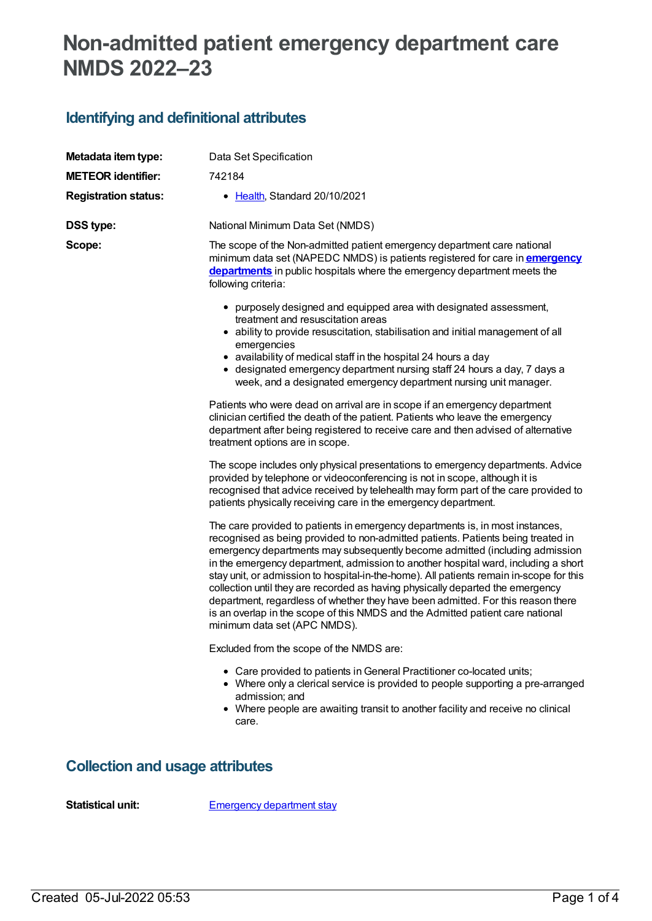# Non-admitted patient emergency department care NMDS 2022–23

## Identifying and definitional attributes

**Metadata item type:** Data Set Specification

**METEOR identifier:** 742184

**Registration status:**

- Health, Standard 20/10/2021

**DSS type:** National Minimum Data Set (NMDS)

**Scope:** The scope of the Non-admitted patient emergency department care national minimum data set (NAPEDC NMDS) is patients registered for care in **emergency departments** in public hospitals where the emergency department meets the following criteria:

- purposely designed and equipped area with designated assessment, treatment and resuscitation areas
- ability to provide resuscitation, stabilisation and initial management of all emergencies
- availability of medical staff in the hospital 24 hours a day
- designated emergency department nursing staff 24 hours a day, 7 days a week, and a designated emergency department nursing unit manager.

Patients who were dead on arrival are in scope if an emergency department clinician certified the death of the patient. Patients who leave the emergency department after being registered to receive care and then advised of alternative treatment options are in scope.

The scope includes only physical presentations to emergency departments. Advice provided by telephone or videoconferencing is not in scope, although it is recognised that advice received by telehealth may form part of the care provided to patients physically receiving care in the emergency department.

The care provided to patients in emergency departments is, in most instances, recognised as being provided to non-admitted patients. Patients being treated in emergency departments may subsequently become admitted (including admission in the emergency department, admission to another hospital ward, including a short stay unit, or admission to hospital-in-the-home). All patients remain in-scope for this collection until they are recorded as having physically departed the emergency department, regardless of whether they have been admitted. For this reason there is an overlap in the scope of this NMDS and the Admitted patient care national minimum data set (APC NMDS).

Excluded from the scope of the NMDS are:

- Care provided to patients in General Practitioner co-located units;
- Where only a clerical service is provided to people supporting a pre-arranged admission; and
- Where people are awaiting transit to another facility and receive no clinical care.

## Collection and usage attributes

**Statistical unit:** Emergency department stay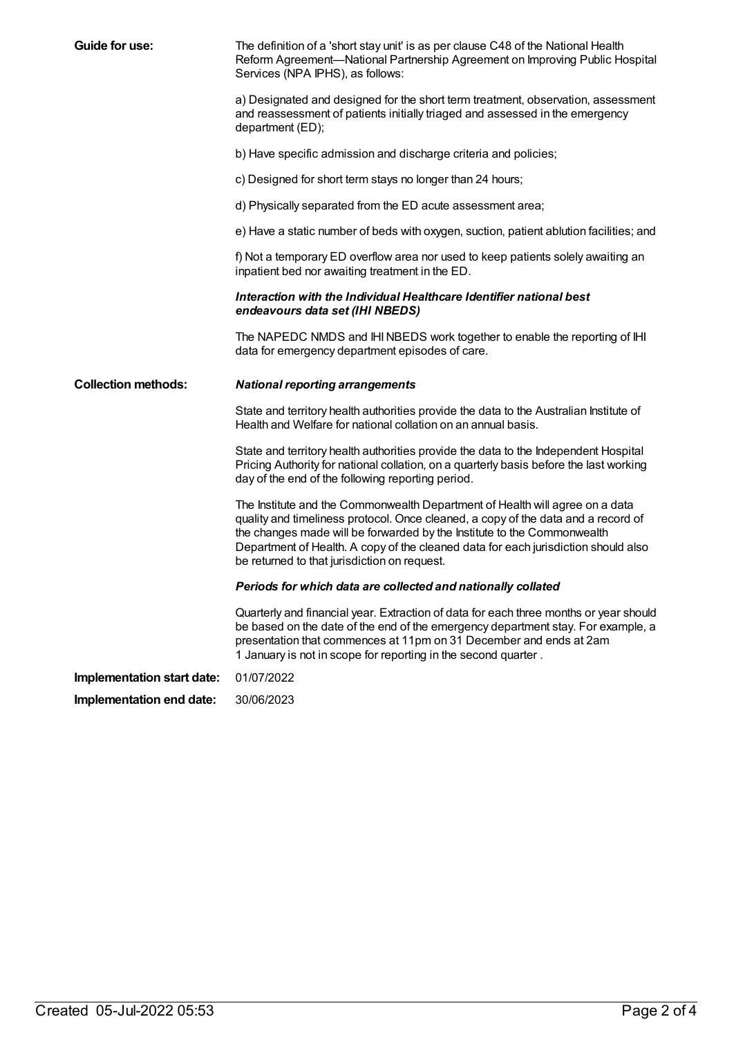**Guide for use:**

The definition of a 'short stay unit' is as per clause C48 of the National Health Reform Agreement—National Partnership Agreement on Improving Public Hospital Services (NPA IPHS), as follows:

a) Designated and designed for the short term treatment, observation, assessment and reassessment of patients initially triaged and assessed in the emergency department (ED);

b) Have specific admission and discharge criteria and policies;

c) Designed for short term stays no longer than 24 hours;

d) Physically separated from the ED acute assessment area;

e) Have a static number of beds with oxygen, suction, patient ablution facilities; and

f) Not a temporary ED overflow area nor used to keep patients solely awaiting an inpatient bed nor awaiting treatment in the ED.

***Interaction with the Individual Healthcare Identifier national best endeavours data set (IHI NBEDS)***

The NAPEDC NMDS and IHI NBEDS work together to enable the reporting of IHI data for emergency department episodes of care.

**Collection methods:**

***National reporting arrangements***

State and territory health authorities provide the data to the Australian Institute of Health and Welfare for national collation on an annual basis.

State and territory health authorities provide the data to the Independent Hospital Pricing Authority for national collation, on a quarterly basis before the last working day of the end of the following reporting period.

The Institute and the Commonwealth Department of Health will agree on a data quality and timeliness protocol. Once cleaned, a copy of the data and a record of the changes made will be forwarded by the Institute to the Commonwealth Department of Health. A copy of the cleaned data for each jurisdiction should also be returned to that jurisdiction on request.

***Periods for which data are collected and nationally collated***

Quarterly and financial year. Extraction of data for each three months or year should be based on the date of the end of the emergency department stay. For example, a presentation that commences at 11pm on 31 December and ends at 2am 1 January is not in scope for reporting in the second quarter .

**Implementation start date:** 01/07/2022

**Implementation end date:** 30/06/2023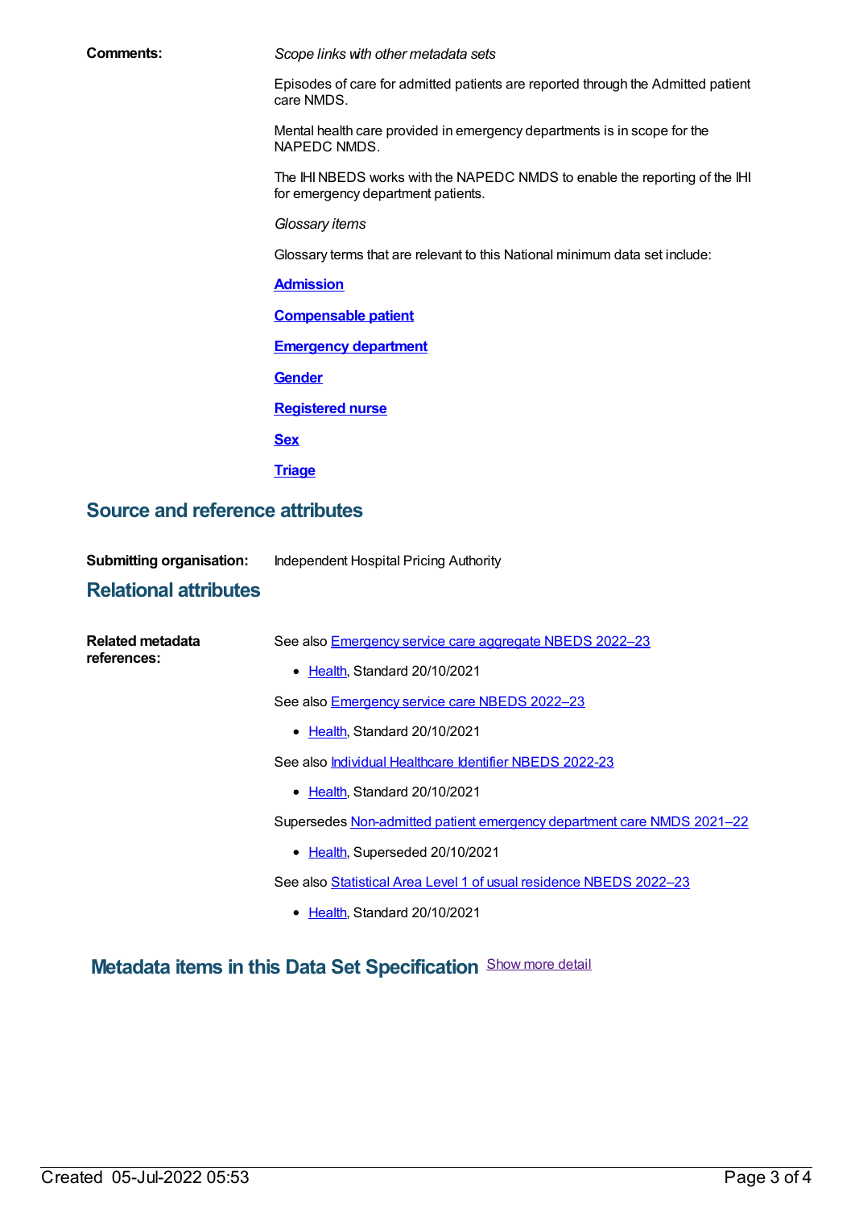**Comments:**

*Scope links with other metadata sets*

Episodes of care for admitted patients are reported through the Admitted patient care NMDS.

Mental health care provided in emergency departments is in scope for the NAPEDC NMDS.

The IHI NBEDS works with the NAPEDC NMDS to enable the reporting of the IHI for emergency department patients.

*Glossary items*

Glossary terms that are relevant to this National minimum data set include:

**Admission**

**Compensable patient**

**Emergency department**

**Gender**

**Registered nurse**

**Sex**

**Triage**

## Source and reference attributes

**Submitting organisation:** Independent Hospital Pricing Authority

## Relational attributes

**Related metadata references:**

See also Emergency service care aggregate NBEDS 2022–23

- Health, Standard 20/10/2021

See also Emergency service care NBEDS 2022–23

- Health, Standard 20/10/2021

See also Individual Healthcare Identifier NBEDS 2022-23

- Health, Standard 20/10/2021

Supersedes Non-admitted patient emergency department care NMDS 2021–22

- Health, Superseded 20/10/2021

See also Statistical Area Level 1 of usual residence NBEDS 2022–23

- Health, Standard 20/10/2021

## Metadata items in this Data Set Specification

Show more detail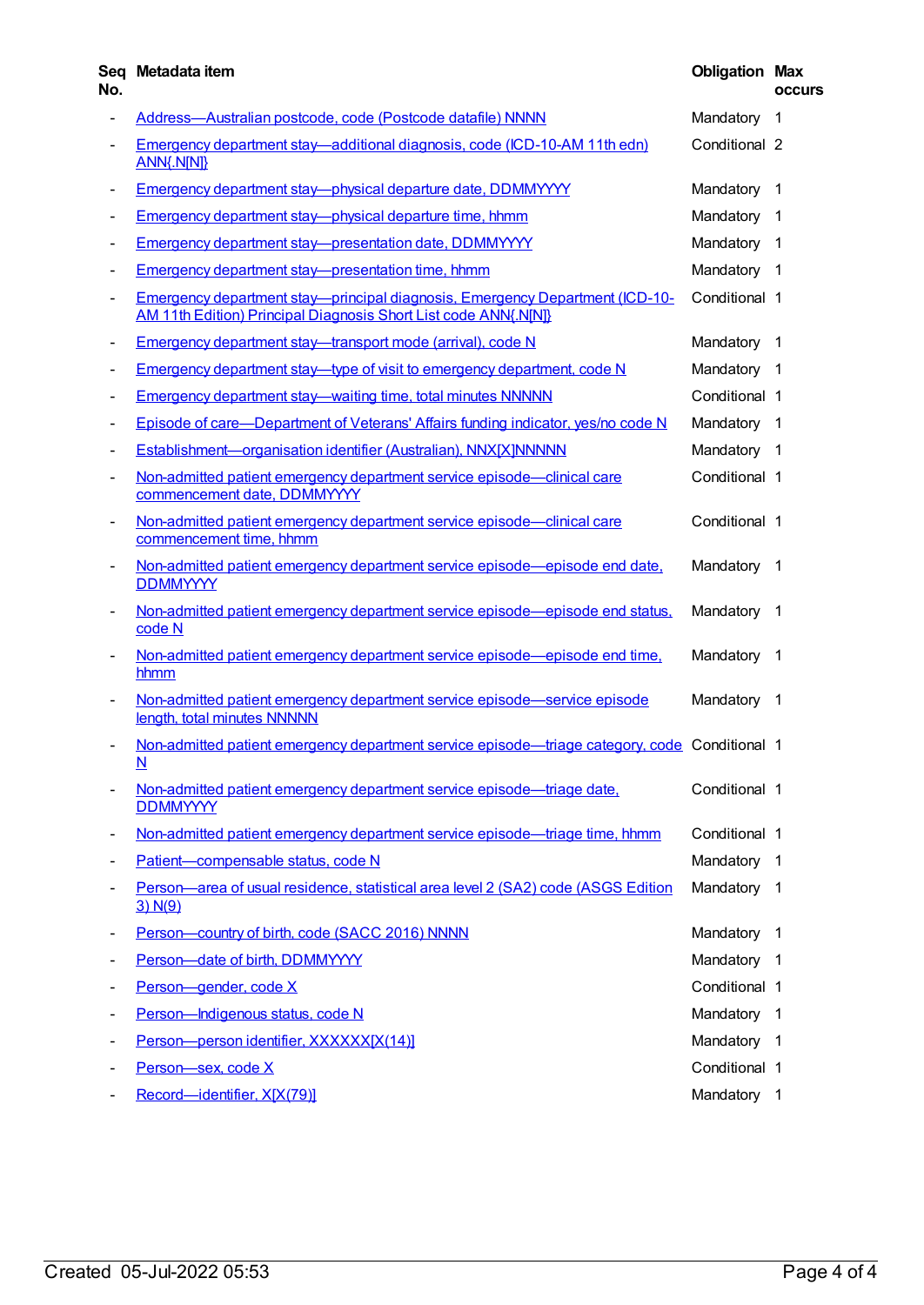| Seq No. | Metadata item | Obligation | Max occurs |
|---|---|---|---|
| - | Address—Australian postcode, code (Postcode datafile) NNNN | Mandatory | 1 |
| - | Emergency department stay—additional diagnosis, code (ICD-10-AM 11th edn) ANN{.N[N]} | Conditional | 2 |
| - | Emergency department stay—physical departure date, DDMMYYYY | Mandatory | 1 |
| - | Emergency department stay—physical departure time, hhmm | Mandatory | 1 |
| - | Emergency department stay—presentation date, DDMMYYYY | Mandatory | 1 |
| - | Emergency department stay—presentation time, hhmm | Mandatory | 1 |
| - | Emergency department stay—principal diagnosis, Emergency Department (ICD-10-AM 11th Edition) Principal Diagnosis Short List code ANN{.N[N]} | Conditional | 1 |
| - | Emergency department stay—transport mode (arrival), code N | Mandatory | 1 |
| - | Emergency department stay—type of visit to emergency department, code N | Mandatory | 1 |
| - | Emergency department stay—waiting time, total minutes NNNNN | Conditional | 1 |
| - | Episode of care—Department of Veterans' Affairs funding indicator, yes/no code N | Mandatory | 1 |
| - | Establishment—organisation identifier (Australian), NNX[X]NNNNN | Mandatory | 1 |
| - | Non-admitted patient emergency department service episode—clinical care commencement date, DDMMYYYY | Conditional | 1 |
| - | Non-admitted patient emergency department service episode—clinical care commencement time, hhmm | Conditional | 1 |
| - | Non-admitted patient emergency department service episode—episode end date, DDMMYYYY | Mandatory | 1 |
| - | Non-admitted patient emergency department service episode—episode end status, code N | Mandatory | 1 |
| - | Non-admitted patient emergency department service episode—episode end time, hhmm | Mandatory | 1 |
| - | Non-admitted patient emergency department service episode—service episode length, total minutes NNNNN | Mandatory | 1 |
| - | Non-admitted patient emergency department service episode—triage category, code N | Conditional | 1 |
| - | Non-admitted patient emergency department service episode—triage date, DDMMYYYY | Conditional | 1 |
| - | Non-admitted patient emergency department service episode—triage time, hhmm | Conditional | 1 |
| - | Patient—compensable status, code N | Mandatory | 1 |
| - | Person—area of usual residence, statistical area level 2 (SA2) code (ASGS Edition 3) N(9) | Mandatory | 1 |
| - | Person—country of birth, code (SACC 2016) NNNN | Mandatory | 1 |
| - | Person—date of birth, DDMMYYYY | Mandatory | 1 |
| - | Person—gender, code X | Conditional | 1 |
| - | Person—Indigenous status, code N | Mandatory | 1 |
| - | Person—person identifier, XXXXXX[X(14)] | Mandatory | 1 |
| - | Person—sex, code X | Conditional | 1 |
| - | Record—identifier, X[X(79)] | Mandatory | 1 |

Created 05-Jul-2022 05:53